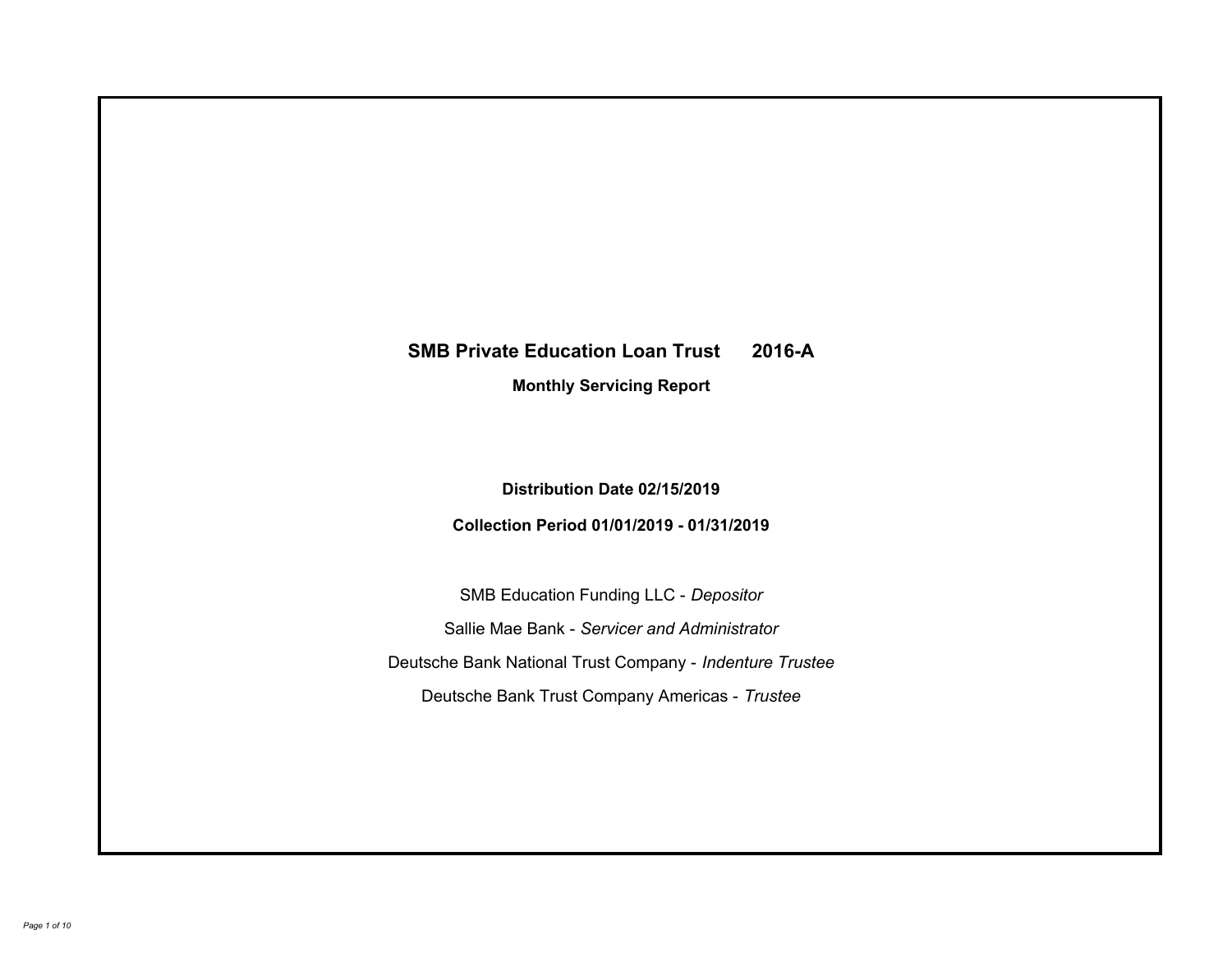# SMB Private Education Loan Trust 2016-A

## Monthly Servicing Report

**Distribution Date 02/15/2019**

**Collection Period 01/01/2019 - 01/31/2019**

SMB Education Funding LLC - *Depositor*

Sallie Mae Bank - *Servicer and Administrator*

Deutsche Bank National Trust Company - *Indenture Trustee*

Deutsche Bank Trust Company Americas - *Trustee*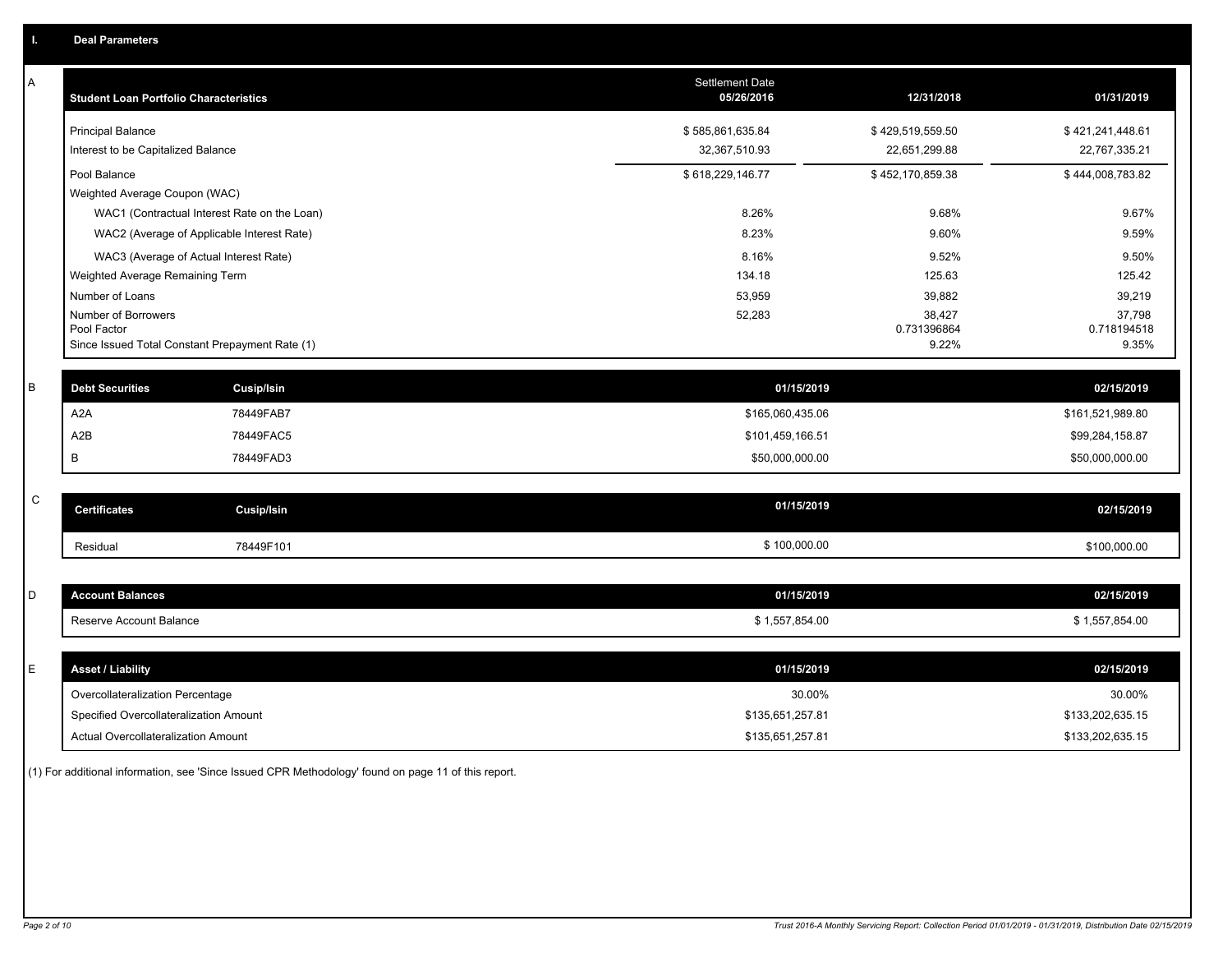## I. Deal Parameters

### A

| Student Loan Portfolio Characteristics | Settlement Date 05/26/2016 | 12/31/2018 | 01/31/2019 |
|---|---|---|---|
| Principal Balance | $ 585,861,635.84 | $ 429,519,559.50 | $ 421,241,448.61 |
| Interest to be Capitalized Balance | 32,367,510.93 | 22,651,299.88 | 22,767,335.21 |
| Pool Balance | $ 618,229,146.77 | $ 452,170,859.38 | $ 444,008,783.82 |
| Weighted Average Coupon (WAC) | | | |
| WAC1 (Contractual Interest Rate on the Loan) | 8.26% | 9.68% | 9.67% |
| WAC2 (Average of Applicable Interest Rate) | 8.23% | 9.60% | 9.59% |
| WAC3 (Average of Actual Interest Rate) | 8.16% | 9.52% | 9.50% |
| Weighted Average Remaining Term | 134.18 | 125.63 | 125.42 |
| Number of Loans | 53,959 | 39,882 | 39,219 |
| Number of Borrowers | 52,283 | 38,427 | 37,798 |
| Pool Factor | | 0.731396864 | 0.718194518 |
| Since Issued Total Constant Prepayment Rate (1) | | 9.22% | 9.35% |

### B

| Debt Securities | Cusip/Isin | 01/15/2019 | 02/15/2019 |
|---|---|---|---|
| A2A | 78449FAB7 | $165,060,435.06 | $161,521,989.80 |
| A2B | 78449FAC5 | $101,459,166.51 | $99,284,158.87 |
| B | 78449FAD3 | $50,000,000.00 | $50,000,000.00 |

### C

| Certificates | Cusip/Isin | 01/15/2019 | 02/15/2019 |
|---|---|---|---|
| Residual | 78449F101 | $ 100,000.00 | $100,000.00 |

### D

| Account Balances | 01/15/2019 | 02/15/2019 |
|---|---|---|
| Reserve Account Balance | $ 1,557,854.00 | $ 1,557,854.00 |

### E

| Asset / Liability | 01/15/2019 | 02/15/2019 |
|---|---|---|
| Overcollateralization Percentage | 30.00% | 30.00% |
| Specified Overcollateralization Amount | $135,651,257.81 | $133,202,635.15 |
| Actual Overcollateralization Amount | $135,651,257.81 | $133,202,635.15 |

(1) For additional information, see 'Since Issued CPR Methodology' found on page 11 of this report.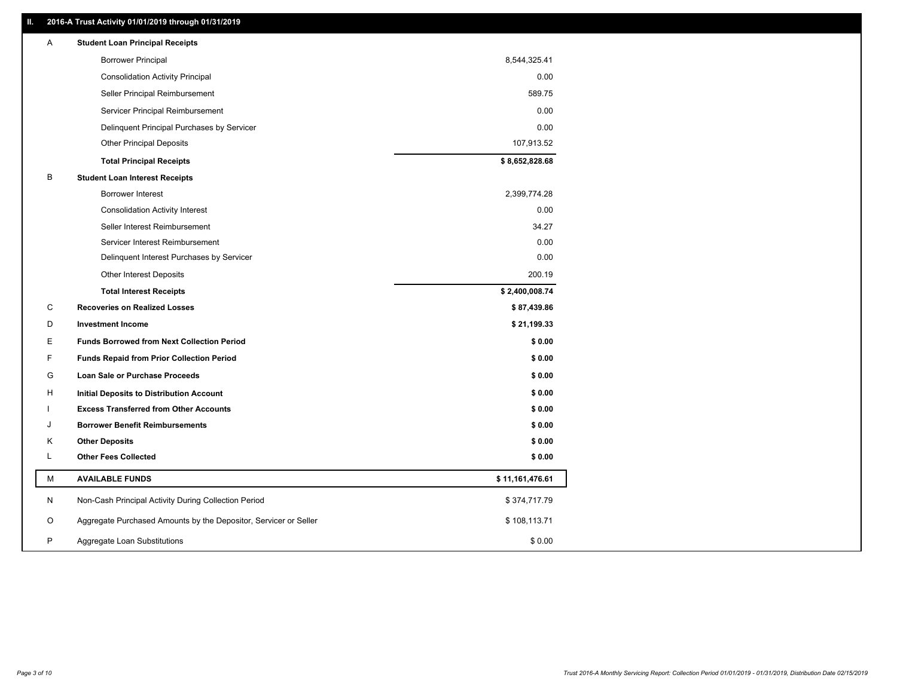## II. 2016-A Trust Activity 01/01/2019 through 01/31/2019

| | | |
|---|---|---|
| A | **Student Loan Principal Receipts** | |
| | Borrower Principal | 8,544,325.41 |
| | Consolidation Activity Principal | 0.00 |
| | Seller Principal Reimbursement | 589.75 |
| | Servicer Principal Reimbursement | 0.00 |
| | Delinquent Principal Purchases by Servicer | 0.00 |
| | Other Principal Deposits | 107,913.52 |
| | **Total Principal Receipts** | **$ 8,652,828.68** |
| B | **Student Loan Interest Receipts** | |
| | Borrower Interest | 2,399,774.28 |
| | Consolidation Activity Interest | 0.00 |
| | Seller Interest Reimbursement | 34.27 |
| | Servicer Interest Reimbursement | 0.00 |
| | Delinquent Interest Purchases by Servicer | 0.00 |
| | Other Interest Deposits | 200.19 |
| | **Total Interest Receipts** | **$ 2,400,008.74** |
| C | **Recoveries on Realized Losses** | **$ 87,439.86** |
| D | **Investment Income** | **$ 21,199.33** |
| E | **Funds Borrowed from Next Collection Period** | **$ 0.00** |
| F | **Funds Repaid from Prior Collection Period** | **$ 0.00** |
| G | **Loan Sale or Purchase Proceeds** | **$ 0.00** |
| H | **Initial Deposits to Distribution Account** | **$ 0.00** |
| I | **Excess Transferred from Other Accounts** | **$ 0.00** |
| J | **Borrower Benefit Reimbursements** | **$ 0.00** |
| K | **Other Deposits** | **$ 0.00** |
| L | **Other Fees Collected** | **$ 0.00** |
| M | **AVAILABLE FUNDS** | **$ 11,161,476.61** |
| N | Non-Cash Principal Activity During Collection Period | $ 374,717.79 |
| O | Aggregate Purchased Amounts by the Depositor, Servicer or Seller | $ 108,113.71 |
| P | Aggregate Loan Substitutions | $ 0.00 |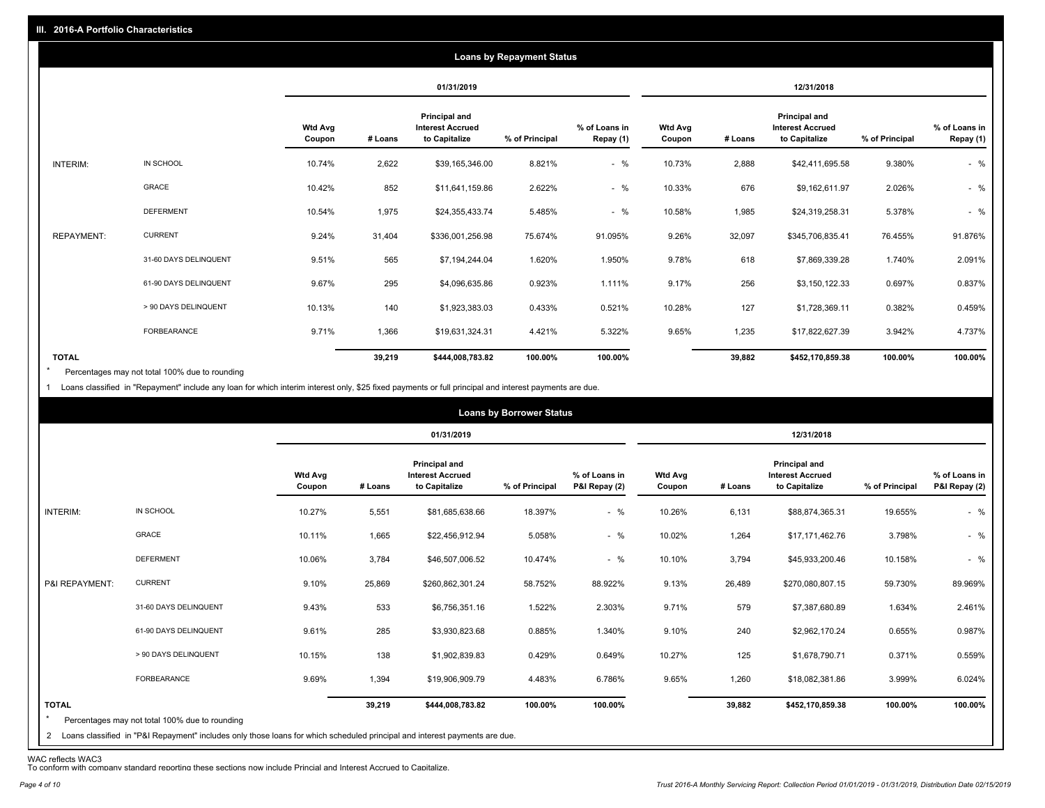## III. 2016-A Portfolio Characteristics

### Loans by Repayment Status

| | | 01/31/2019 | | | | | 12/31/2018 | | | | |
|---|---|---|---|---|---|---|---|---|---|---|---|
| | | Wtd Avg Coupon | # Loans | Principal and Interest Accrued to Capitalize | % of Principal | % of Loans in Repay (1) | Wtd Avg Coupon | # Loans | Principal and Interest Accrued to Capitalize | % of Principal | % of Loans in Repay (1) |
| INTERIM: | IN SCHOOL | 10.74% | 2,622 | $39,165,346.00 | 8.821% | - % | 10.73% | 2,888 | $42,411,695.58 | 9.380% | - % |
| | GRACE | 10.42% | 852 | $11,641,159.86 | 2.622% | - % | 10.33% | 676 | $9,162,611.97 | 2.026% | - % |
| | DEFERMENT | 10.54% | 1,975 | $24,355,433.74 | 5.485% | - % | 10.58% | 1,985 | $24,319,258.31 | 5.378% | - % |
| REPAYMENT: | CURRENT | 9.24% | 31,404 | $336,001,256.98 | 75.674% | 91.095% | 9.26% | 32,097 | $345,706,835.41 | 76.455% | 91.876% |
| | 31-60 DAYS DELINQUENT | 9.51% | 565 | $7,194,244.04 | 1.620% | 1.950% | 9.78% | 618 | $7,869,339.28 | 1.740% | 2.091% |
| | 61-90 DAYS DELINQUENT | 9.67% | 295 | $4,096,635.86 | 0.923% | 1.111% | 9.17% | 256 | $3,150,122.33 | 0.697% | 0.837% |
| | > 90 DAYS DELINQUENT | 10.13% | 140 | $1,923,383.03 | 0.433% | 0.521% | 10.28% | 127 | $1,728,369.11 | 0.382% | 0.459% |
| | FORBEARANCE | 9.71% | 1,366 | $19,631,324.31 | 4.421% | 5.322% | 9.65% | 1,235 | $17,822,627.39 | 3.942% | 4.737% |
| **TOTAL** | | | **39,219** | **$444,008,783.82** | **100.00%** | **100.00%** | | **39,882** | **$452,170,859.38** | **100.00%** | **100.00%** |

\* Percentages may not total 100% due to rounding

1 Loans classified in "Repayment" include any loan for which interim interest only, $25 fixed payments or full principal and interest payments are due.

### Loans by Borrower Status

| | | 01/31/2019 | | | | | 12/31/2018 | | | | |
|---|---|---|---|---|---|---|---|---|---|---|---|
| | | Wtd Avg Coupon | # Loans | Principal and Interest Accrued to Capitalize | % of Principal | % of Loans in P&I Repay (2) | Wtd Avg Coupon | # Loans | Principal and Interest Accrued to Capitalize | % of Principal | % of Loans in P&I Repay (2) |
| INTERIM: | IN SCHOOL | 10.27% | 5,551 | $81,685,638.66 | 18.397% | - % | 10.26% | 6,131 | $88,874,365.31 | 19.655% | - % |
| | GRACE | 10.11% | 1,665 | $22,456,912.94 | 5.058% | - % | 10.02% | 1,264 | $17,171,462.76 | 3.798% | - % |
| | DEFERMENT | 10.06% | 3,784 | $46,507,006.52 | 10.474% | - % | 10.10% | 3,794 | $45,933,200.46 | 10.158% | - % |
| P&I REPAYMENT: | CURRENT | 9.10% | 25,869 | $260,862,301.24 | 58.752% | 88.922% | 9.13% | 26,489 | $270,080,807.15 | 59.730% | 89.969% |
| | 31-60 DAYS DELINQUENT | 9.43% | 533 | $6,756,351.16 | 1.522% | 2.303% | 9.71% | 579 | $7,387,680.89 | 1.634% | 2.461% |
| | 61-90 DAYS DELINQUENT | 9.61% | 285 | $3,930,823.68 | 0.885% | 1.340% | 9.10% | 240 | $2,962,170.24 | 0.655% | 0.987% |
| | > 90 DAYS DELINQUENT | 10.15% | 138 | $1,902,839.83 | 0.429% | 0.649% | 10.27% | 125 | $1,678,790.71 | 0.371% | 0.559% |
| | FORBEARANCE | 9.69% | 1,394 | $19,906,909.79 | 4.483% | 6.786% | 9.65% | 1,260 | $18,082,381.86 | 3.999% | 6.024% |
| **TOTAL** | | | **39,219** | **$444,008,783.82** | **100.00%** | **100.00%** | | **39,882** | **$452,170,859.38** | **100.00%** | **100.00%** |

\* Percentages may not total 100% due to rounding

2 Loans classified in "P&I Repayment" includes only those loans for which scheduled principal and interest payments are due.

WAC reflects WAC3

To conform with company standard reporting these sections now include Princial and Interest Accrued to Capitalize.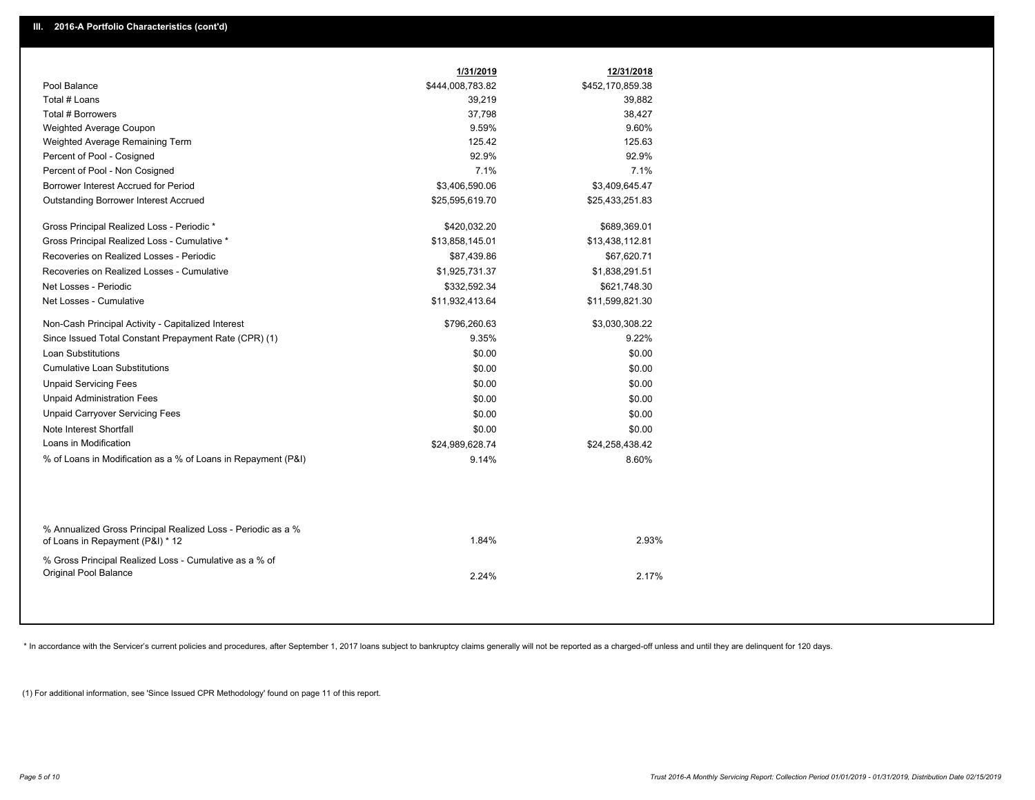## III. 2016-A Portfolio Characteristics (cont'd)

| | 1/31/2019 | 12/31/2018 |
|---|---|---|
| Pool Balance | $444,008,783.82 | $452,170,859.38 |
| Total # Loans | 39,219 | 39,882 |
| Total # Borrowers | 37,798 | 38,427 |
| Weighted Average Coupon | 9.59% | 9.60% |
| Weighted Average Remaining Term | 125.42 | 125.63 |
| Percent of Pool - Cosigned | 92.9% | 92.9% |
| Percent of Pool - Non Cosigned | 7.1% | 7.1% |
| Borrower Interest Accrued for Period | $3,406,590.06 | $3,409,645.47 |
| Outstanding Borrower Interest Accrued | $25,595,619.70 | $25,433,251.83 |
| Gross Principal Realized Loss - Periodic * | $420,032.20 | $689,369.01 |
| Gross Principal Realized Loss - Cumulative * | $13,858,145.01 | $13,438,112.81 |
| Recoveries on Realized Losses - Periodic | $87,439.86 | $67,620.71 |
| Recoveries on Realized Losses - Cumulative | $1,925,731.37 | $1,838,291.51 |
| Net Losses - Periodic | $332,592.34 | $621,748.30 |
| Net Losses - Cumulative | $11,932,413.64 | $11,599,821.30 |
| Non-Cash Principal Activity - Capitalized Interest | $796,260.63 | $3,030,308.22 |
| Since Issued Total Constant Prepayment Rate (CPR) (1) | 9.35% | 9.22% |
| Loan Substitutions | $0.00 | $0.00 |
| Cumulative Loan Substitutions | $0.00 | $0.00 |
| Unpaid Servicing Fees | $0.00 | $0.00 |
| Unpaid Administration Fees | $0.00 | $0.00 |
| Unpaid Carryover Servicing Fees | $0.00 | $0.00 |
| Note Interest Shortfall | $0.00 | $0.00 |
| Loans in Modification | $24,989,628.74 | $24,258,438.42 |
| % of Loans in Modification as a % of Loans in Repayment (P&I) | 9.14% | 8.60% |
| % Annualized Gross Principal Realized Loss - Periodic as a % of Loans in Repayment (P&I) * 12 | 1.84% | 2.93% |
| % Gross Principal Realized Loss - Cumulative as a % of Original Pool Balance | 2.24% | 2.17% |

* In accordance with the Servicer's current policies and procedures, after September 1, 2017 loans subject to bankruptcy claims generally will not be reported as a charged-off unless and until they are delinquent for 120 days.

(1) For additional information, see 'Since Issued CPR Methodology' found on page 11 of this report.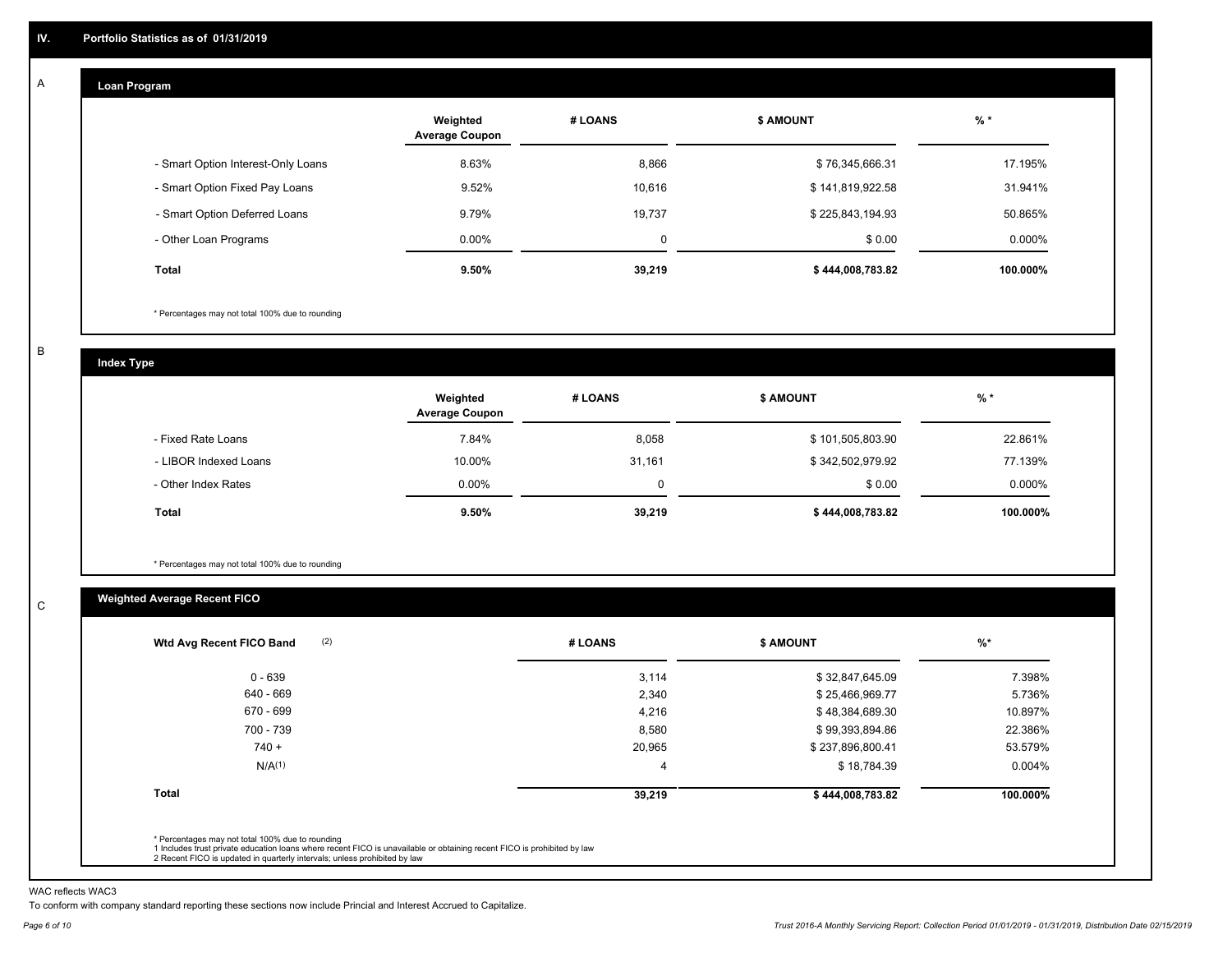## IV. Portfolio Statistics as of 01/31/2019

### A Loan Program

| | Weighted Average Coupon | # LOANS | $ AMOUNT | % * |
|---|---|---|---|---|
| - Smart Option Interest-Only Loans | 8.63% | 8,866 | $ 76,345,666.31 | 17.195% |
| - Smart Option Fixed Pay Loans | 9.52% | 10,616 | $ 141,819,922.58 | 31.941% |
| - Smart Option Deferred Loans | 9.79% | 19,737 | $ 225,843,194.93 | 50.865% |
| - Other Loan Programs | 0.00% | 0 | $ 0.00 | 0.000% |
| **Total** | **9.50%** | **39,219** | **$ 444,008,783.82** | **100.000%** |

* Percentages may not total 100% due to rounding

### B Index Type

| | Weighted Average Coupon | # LOANS | $ AMOUNT | % * |
|---|---|---|---|---|
| - Fixed Rate Loans | 7.84% | 8,058 | $ 101,505,803.90 | 22.861% |
| - LIBOR Indexed Loans | 10.00% | 31,161 | $ 342,502,979.92 | 77.139% |
| - Other Index Rates | 0.00% | 0 | $ 0.00 | 0.000% |
| **Total** | **9.50%** | **39,219** | **$ 444,008,783.82** | **100.000%** |

* Percentages may not total 100% due to rounding

### C Weighted Average Recent FICO

| Wtd Avg Recent FICO Band (2) | # LOANS | $ AMOUNT | %* |
|---|---|---|---|
| 0 - 639 | 3,114 | $ 32,847,645.09 | 7.398% |
| 640 - 669 | 2,340 | $ 25,466,969.77 | 5.736% |
| 670 - 699 | 4,216 | $ 48,384,689.30 | 10.897% |
| 700 - 739 | 8,580 | $ 99,393,894.86 | 22.386% |
| 740 + | 20,965 | $ 237,896,800.41 | 53.579% |
| N/A(1) | 4 | $ 18,784.39 | 0.004% |
| **Total** | **39,219** | **$ 444,008,783.82** | **100.000%** |

* Percentages may not total 100% due to rounding
1 Includes trust private education loans where recent FICO is unavailable or obtaining recent FICO is prohibited by law
2 Recent FICO is updated in quarterly intervals; unless prohibited by law

WAC reflects WAC3

To conform with company standard reporting these sections now include Princial and Interest Accrued to Capitalize.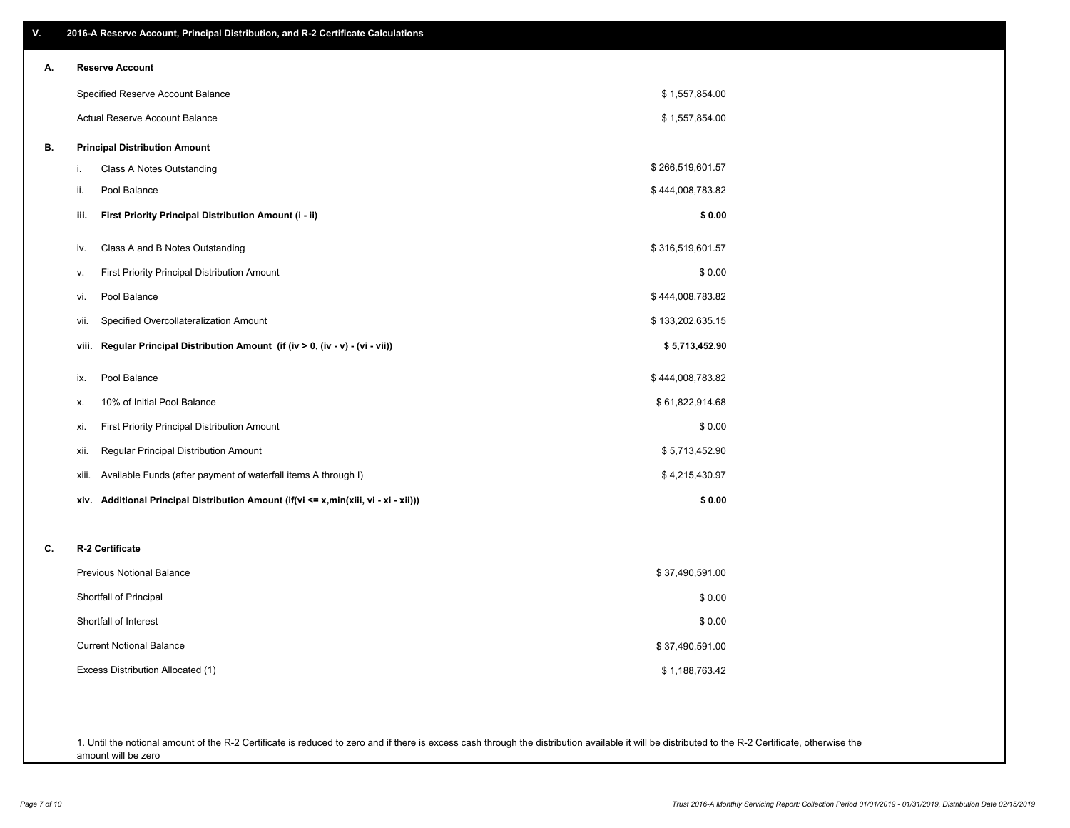## V. 2016-A Reserve Account, Principal Distribution, and R-2 Certificate Calculations

### A. Reserve Account

| | |
|---|---|
| Specified Reserve Account Balance | $ 1,557,854.00 |
| Actual Reserve Account Balance | $ 1,557,854.00 |

### B. Principal Distribution Amount

| | | |
|---|---|---|
| i. | Class A Notes Outstanding | $ 266,519,601.57 |
| ii. | Pool Balance | $ 444,008,783.82 |
| **iii.** | **First Priority Principal Distribution Amount (i - ii)** | **$ 0.00** |
| iv. | Class A and B Notes Outstanding | $ 316,519,601.57 |
| v. | First Priority Principal Distribution Amount | $ 0.00 |
| vi. | Pool Balance | $ 444,008,783.82 |
| vii. | Specified Overcollateralization Amount | $ 133,202,635.15 |
| **viii.** | **Regular Principal Distribution Amount (if (iv > 0, (iv - v) - (vi - vii))** | **$ 5,713,452.90** |
| ix. | Pool Balance | $ 444,008,783.82 |
| x. | 10% of Initial Pool Balance | $ 61,822,914.68 |
| xi. | First Priority Principal Distribution Amount | $ 0.00 |
| xii. | Regular Principal Distribution Amount | $ 5,713,452.90 |
| xiii. | Available Funds (after payment of waterfall items A through I) | $ 4,215,430.97 |
| **xiv.** | **Additional Principal Distribution Amount (if(vi <= x,min(xiii, vi - xi - xii)))** | **$ 0.00** |

### C. R-2 Certificate

| | |
|---|---|
| Previous Notional Balance | $ 37,490,591.00 |
| Shortfall of Principal | $ 0.00 |
| Shortfall of Interest | $ 0.00 |
| Current Notional Balance | $ 37,490,591.00 |
| Excess Distribution Allocated (1) | $ 1,188,763.42 |

1. Until the notional amount of the R-2 Certificate is reduced to zero and if there is excess cash through the distribution available it will be distributed to the R-2 Certificate, otherwise the amount will be zero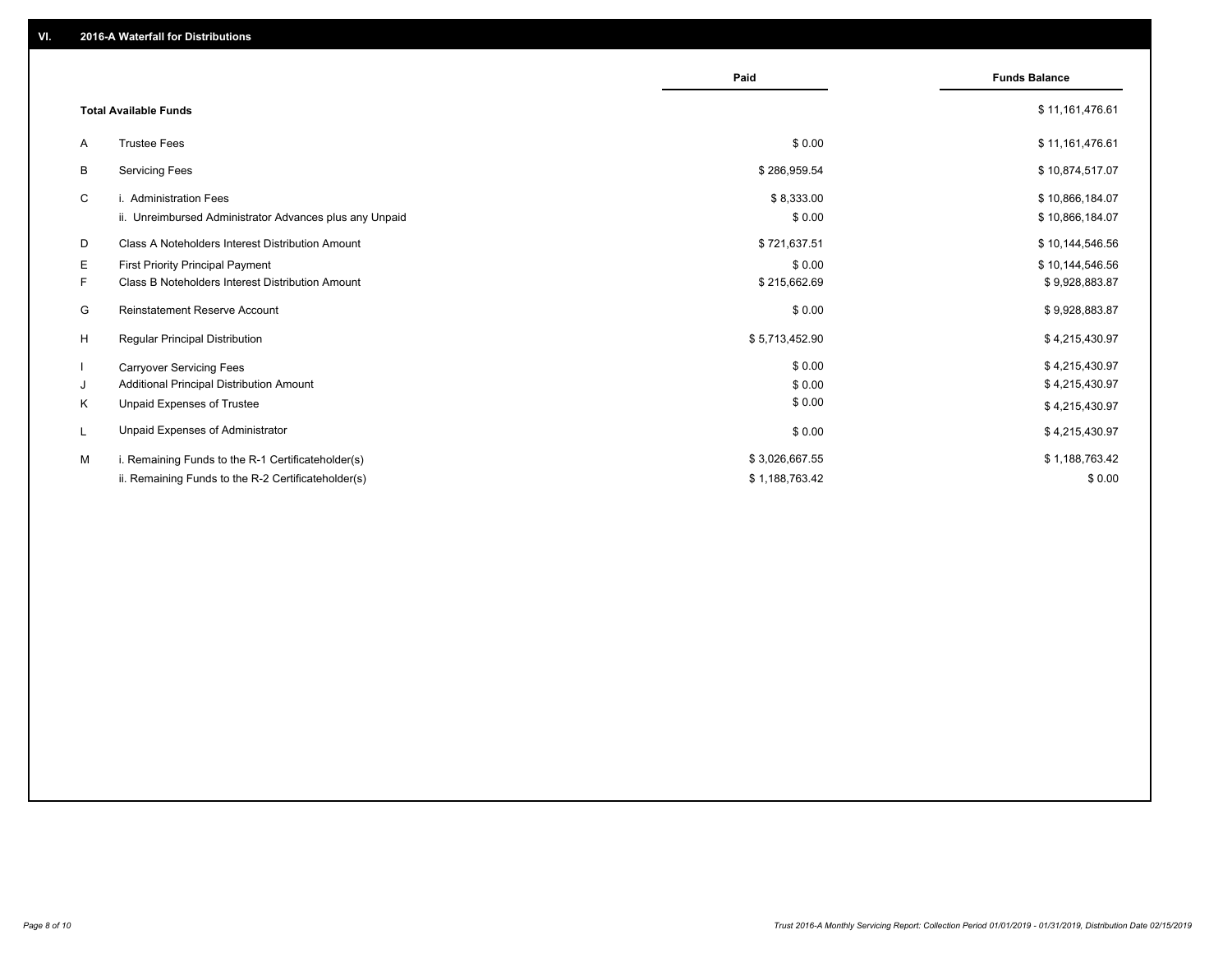## VI. 2016-A Waterfall for Distributions

| | | Paid | Funds Balance |
|---|---|---|---|
| | **Total Available Funds** | | $ 11,161,476.61 |
| A | Trustee Fees | $ 0.00 | $ 11,161,476.61 |
| B | Servicing Fees | $ 286,959.54 | $ 10,874,517.07 |
| C | i. Administration Fees | $ 8,333.00 | $ 10,866,184.07 |
| | ii. Unreimbursed Administrator Advances plus any Unpaid | $ 0.00 | $ 10,866,184.07 |
| D | Class A Noteholders Interest Distribution Amount | $ 721,637.51 | $ 10,144,546.56 |
| E | First Priority Principal Payment | $ 0.00 | $ 10,144,546.56 |
| F | Class B Noteholders Interest Distribution Amount | $ 215,662.69 | $ 9,928,883.87 |
| G | Reinstatement Reserve Account | $ 0.00 | $ 9,928,883.87 |
| H | Regular Principal Distribution | $ 5,713,452.90 | $ 4,215,430.97 |
| I | Carryover Servicing Fees | $ 0.00 | $ 4,215,430.97 |
| J | Additional Principal Distribution Amount | $ 0.00 | $ 4,215,430.97 |
| K | Unpaid Expenses of Trustee | $ 0.00 | $ 4,215,430.97 |
| L | Unpaid Expenses of Administrator | $ 0.00 | $ 4,215,430.97 |
| M | i. Remaining Funds to the R-1 Certificateholder(s) | $ 3,026,667.55 | $ 1,188,763.42 |
| | ii. Remaining Funds to the R-2 Certificateholder(s) | $ 1,188,763.42 | $ 0.00 |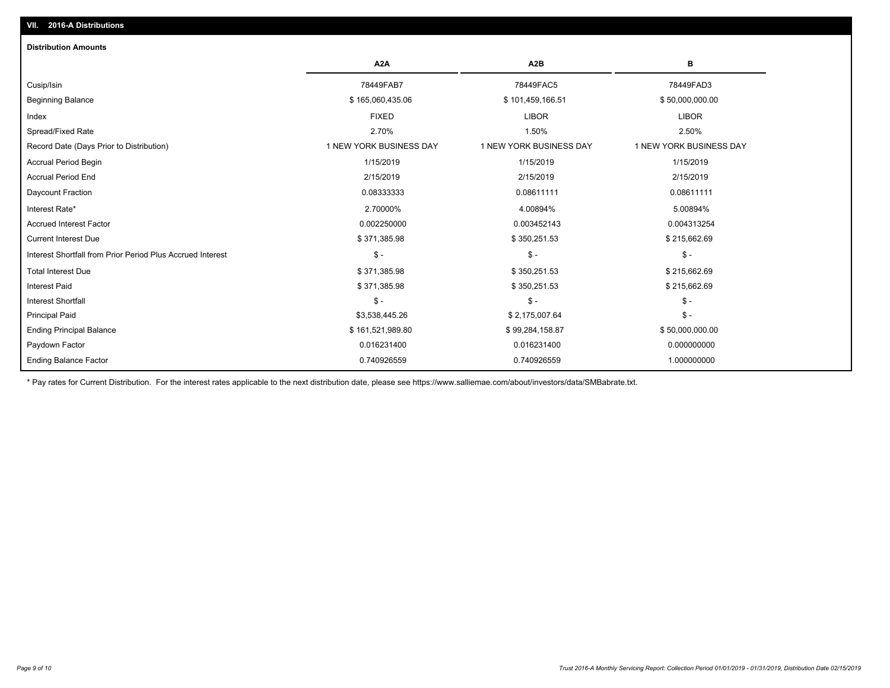## VII. 2016-A Distributions

### Distribution Amounts

| | A2A | A2B | B |
|---|---|---|---|
| Cusip/Isin | 78449FAB7 | 78449FAC5 | 78449FAD3 |
| Beginning Balance | $ 165,060,435.06 | $ 101,459,166.51 | $ 50,000,000.00 |
| Index | FIXED | LIBOR | LIBOR |
| Spread/Fixed Rate | 2.70% | 1.50% | 2.50% |
| Record Date (Days Prior to Distribution) | 1 NEW YORK BUSINESS DAY | 1 NEW YORK BUSINESS DAY | 1 NEW YORK BUSINESS DAY |
| Accrual Period Begin | 1/15/2019 | 1/15/2019 | 1/15/2019 |
| Accrual Period End | 2/15/2019 | 2/15/2019 | 2/15/2019 |
| Daycount Fraction | 0.08333333 | 0.08611111 | 0.08611111 |
| Interest Rate* | 2.70000% | 4.00894% | 5.00894% |
| Accrued Interest Factor | 0.002250000 | 0.003452143 | 0.004313254 |
| Current Interest Due | $ 371,385.98 | $ 350,251.53 | $ 215,662.69 |
| Interest Shortfall from Prior Period Plus Accrued Interest | $ - | $ - | $ - |
| Total Interest Due | $ 371,385.98 | $ 350,251.53 | $ 215,662.69 |
| Interest Paid | $ 371,385.98 | $ 350,251.53 | $ 215,662.69 |
| Interest Shortfall | $ - | $ - | $ - |
| Principal Paid | $3,538,445.26 | $ 2,175,007.64 | $ - |
| Ending Principal Balance | $ 161,521,989.80 | $ 99,284,158.87 | $ 50,000,000.00 |
| Paydown Factor | 0.016231400 | 0.016231400 | 0.000000000 |
| Ending Balance Factor | 0.740926559 | 0.740926559 | 1.000000000 |

* Pay rates for Current Distribution. For the interest rates applicable to the next distribution date, please see https://www.salliemae.com/about/investors/data/SMBabrate.txt.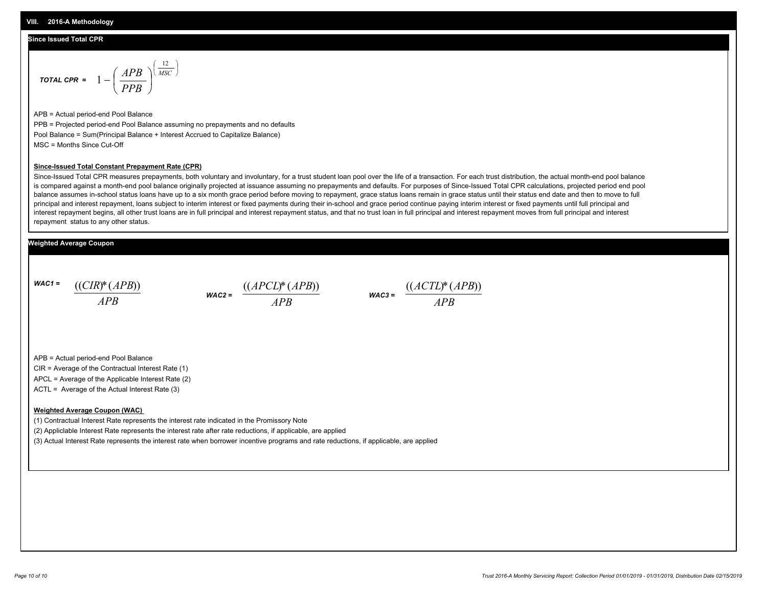## VIII. 2016-A Methodology

### Since Issued Total CPR

***TOTAL CPR =*** $$1 - \left( \frac{APB}{PPB} \right)^{\left( \frac{12}{MSC} \right)}$$

APB = Actual period-end Pool Balance

PPB = Projected period-end Pool Balance assuming no prepayments and no defaults

Pool Balance = Sum(Principal Balance + Interest Accrued to Capitalize Balance)

MSC = Months Since Cut-Off

**Since-Issued Total Constant Prepayment Rate (CPR)**

Since-Issued Total CPR measures prepayments, both voluntary and involuntary, for a trust student loan pool over the life of a transaction. For each trust distribution, the actual month-end pool balance is compared against a month-end pool balance originally projected at issuance assuming no prepayments and defaults. For purposes of Since-Issued Total CPR calculations, projected period end pool balance assumes in-school status loans have up to a six month grace period before moving to repayment, grace status loans remain in grace status until their status end date and then to move to full principal and interest repayment, loans subject to interim interest or fixed payments during their in-school and grace period continue paying interim interest or fixed payments until full principal and interest repayment begins, all other trust loans are in full principal and interest repayment status, and that no trust loan in full principal and interest repayment moves from full principal and interest repayment status to any other status.

### Weighted Average Coupon

***WAC1 =*** $$\frac{((CIR)*(APB))}{APB}$$

***WAC2 =*** $$\frac{((APCL)*(APB))}{APB}$$

***WAC3 =*** $$\frac{((ACTL)*(APB))}{APB}$$

APB = Actual period-end Pool Balance

CIR = Average of the Contractual Interest Rate (1)

APCL = Average of the Applicable Interest Rate (2)

ACTL = Average of the Actual Interest Rate (3)

**Weighted Average Coupon (WAC)**

(1) Contractual Interest Rate represents the interest rate indicated in the Promissory Note

(2) Appliclable Interest Rate represents the interest rate after rate reductions, if applicable, are applied

(3) Actual Interest Rate represents the interest rate when borrower incentive programs and rate reductions, if applicable, are applied